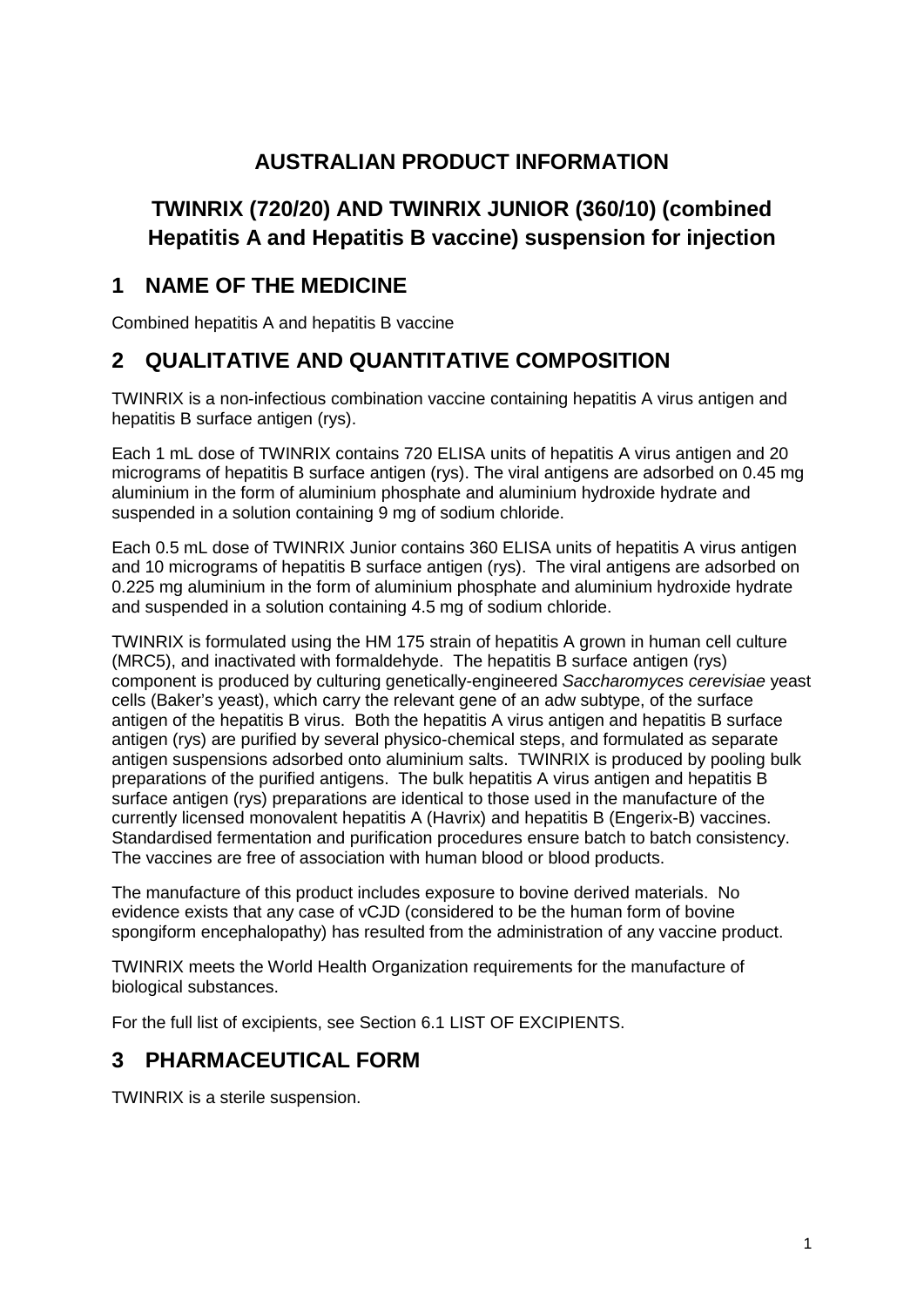# AUSTRALIAN PRODUCT INFORMATION

# TWINRIX (720/20) AND TWINRIX JUNIOR (360/10) (combined Hepatitis A and Hepatitis B vaccine) suspension for injection

## 1 NAME OF THE MEDICINE

Combined hepatitis A and hepatitis B vaccine

## 2 QUALITATIVE AND QUANTITATIVE COMPOSITION

TWINRIX is a non-infectious combination vaccine containing hepatitis A virus antigen and hepatitis B surface antigen (rys).

Each 1 mL dose of TWINRIX contains 720 ELISA units of hepatitis A virus antigen and 20 micrograms of hepatitis B surface antigen (rys). The viral antigens are adsorbed on 0.45 mg aluminium in the form of aluminium phosphate and aluminium hydroxide hydrate and suspended in a solution containing 9 mg of sodium chloride.

Each 0.5 mL dose of TWINRIX Junior contains 360 ELISA units of hepatitis A virus antigen and 10 micrograms of hepatitis B surface antigen (rys). The viral antigens are adsorbed on 0.225 mg aluminium in the form of aluminium phosphate and aluminium hydroxide hydrate and suspended in a solution containing 4.5 mg of sodium chloride.

TWINRIX is formulated using the HM 175 strain of hepatitis A grown in human cell culture (MRC5), and inactivated with formaldehyde. The hepatitis B surface antigen (rys) component is produced by culturing genetically-engineered *Saccharomyces cerevisiae* yeast cells (Baker's yeast), which carry the relevant gene of an adw subtype, of the surface antigen of the hepatitis B virus. Both the hepatitis A virus antigen and hepatitis B surface antigen (rys) are purified by several physico-chemical steps, and formulated as separate antigen suspensions adsorbed onto aluminium salts. TWINRIX is produced by pooling bulk preparations of the purified antigens. The bulk hepatitis A virus antigen and hepatitis B surface antigen (rys) preparations are identical to those used in the manufacture of the currently licensed monovalent hepatitis A (Havrix) and hepatitis B (Engerix-B) vaccines. Standardised fermentation and purification procedures ensure batch to batch consistency. The vaccines are free of association with human blood or blood products.

The manufacture of this product includes exposure to bovine derived materials. No evidence exists that any case of vCJD (considered to be the human form of bovine spongiform encephalopathy) has resulted from the administration of any vaccine product.

TWINRIX meets the World Health Organization requirements for the manufacture of biological substances.

For the full list of excipients, see Section 6.1 LIST OF EXCIPIENTS.

## 3 PHARMACEUTICAL FORM

TWINRIX is a sterile suspension.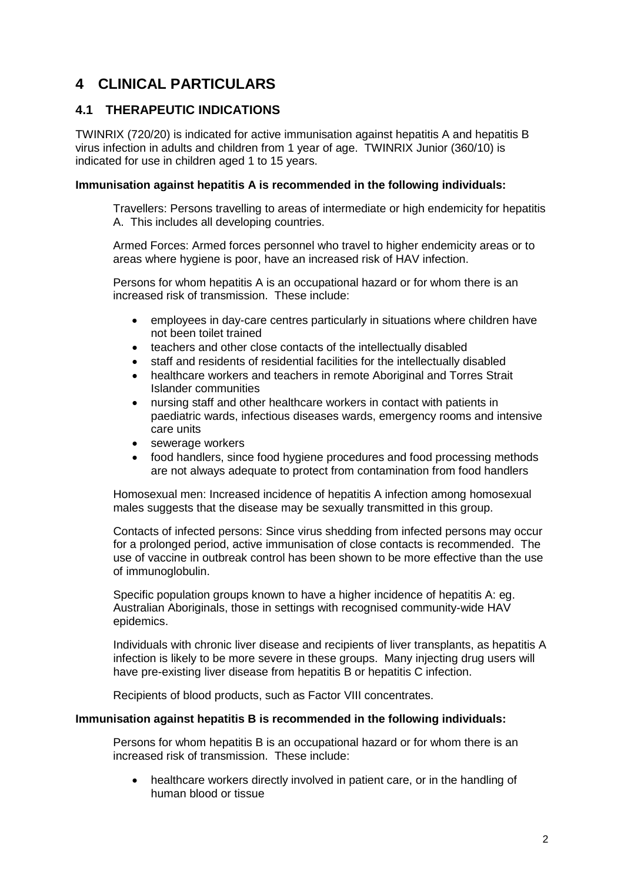# 4 CLINICAL PARTICULARS

## 4.1 THERAPEUTIC INDICATIONS

TWINRIX (720/20) is indicated for active immunisation against hepatitis A and hepatitis B virus infection in adults and children from 1 year of age. TWINRIX Junior (360/10) is indicated for use in children aged 1 to 15 years.

**Immunisation against hepatitis A is recommended in the following individuals:**

Travellers: Persons travelling to areas of intermediate or high endemicity for hepatitis A. This includes all developing countries.

Armed Forces: Armed forces personnel who travel to higher endemicity areas or to areas where hygiene is poor, have an increased risk of HAV infection.

Persons for whom hepatitis A is an occupational hazard or for whom there is an increased risk of transmission. These include:

- employees in day-care centres particularly in situations where children have not been toilet trained
- teachers and other close contacts of the intellectually disabled
- staff and residents of residential facilities for the intellectually disabled
- healthcare workers and teachers in remote Aboriginal and Torres Strait Islander communities
- nursing staff and other healthcare workers in contact with patients in paediatric wards, infectious diseases wards, emergency rooms and intensive care units
- sewerage workers
- food handlers, since food hygiene procedures and food processing methods are not always adequate to protect from contamination from food handlers

Homosexual men: Increased incidence of hepatitis A infection among homosexual males suggests that the disease may be sexually transmitted in this group.

Contacts of infected persons: Since virus shedding from infected persons may occur for a prolonged period, active immunisation of close contacts is recommended. The use of vaccine in outbreak control has been shown to be more effective than the use of immunoglobulin.

Specific population groups known to have a higher incidence of hepatitis A: eg. Australian Aboriginals, those in settings with recognised community-wide HAV epidemics.

Individuals with chronic liver disease and recipients of liver transplants, as hepatitis A infection is likely to be more severe in these groups. Many injecting drug users will have pre-existing liver disease from hepatitis B or hepatitis C infection.

Recipients of blood products, such as Factor VIII concentrates.

**Immunisation against hepatitis B is recommended in the following individuals:**

Persons for whom hepatitis B is an occupational hazard or for whom there is an increased risk of transmission. These include:

- healthcare workers directly involved in patient care, or in the handling of human blood or tissue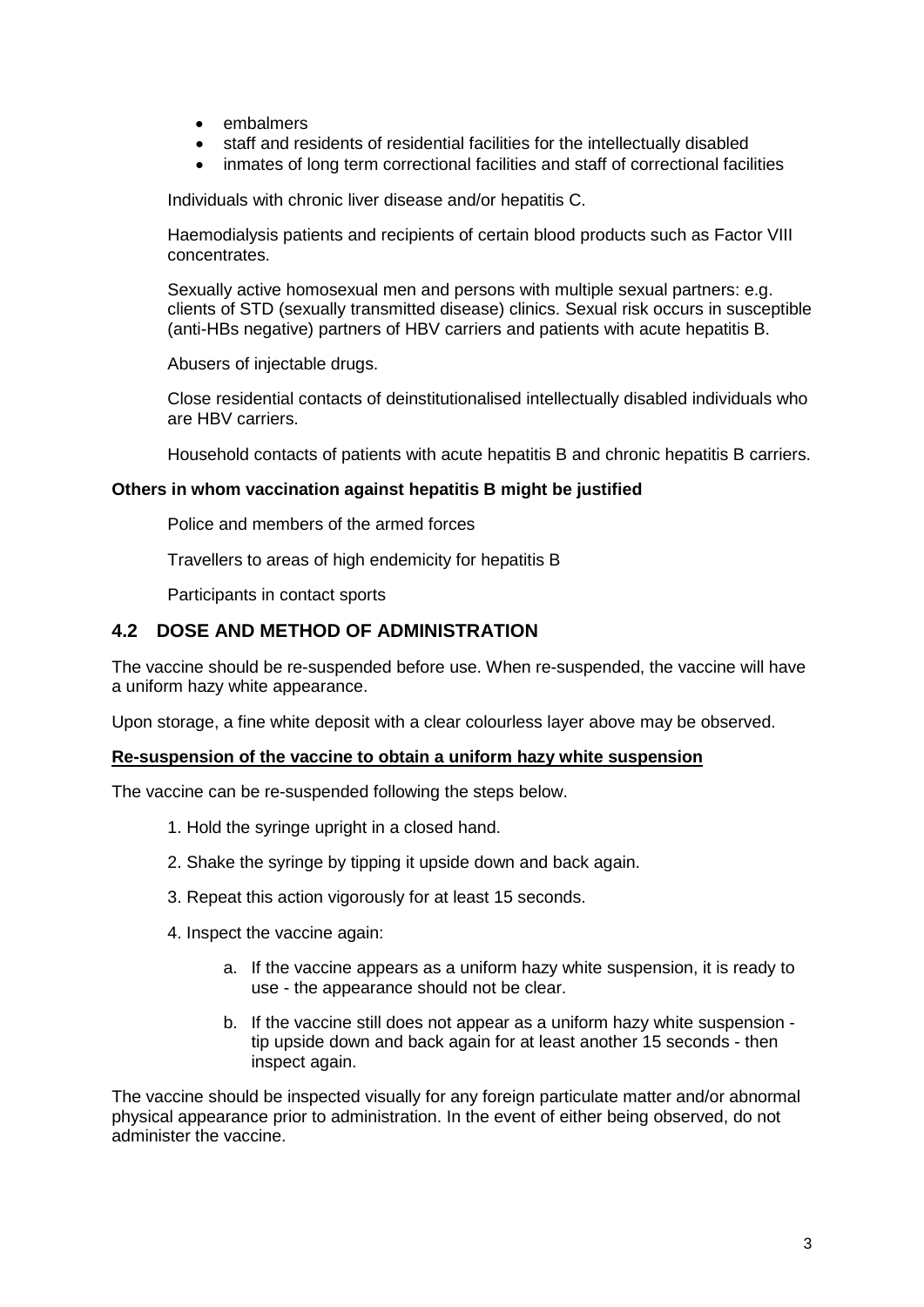- embalmers
- staff and residents of residential facilities for the intellectually disabled
- inmates of long term correctional facilities and staff of correctional facilities

Individuals with chronic liver disease and/or hepatitis C.

Haemodialysis patients and recipients of certain blood products such as Factor VIII concentrates.

Sexually active homosexual men and persons with multiple sexual partners: e.g. clients of STD (sexually transmitted disease) clinics. Sexual risk occurs in susceptible (anti-HBs negative) partners of HBV carriers and patients with acute hepatitis B.

Abusers of injectable drugs.

Close residential contacts of deinstitutionalised intellectually disabled individuals who are HBV carriers.

Household contacts of patients with acute hepatitis B and chronic hepatitis B carriers.

**Others in whom vaccination against hepatitis B might be justified**

Police and members of the armed forces

Travellers to areas of high endemicity for hepatitis B

Participants in contact sports

## 4.2 DOSE AND METHOD OF ADMINISTRATION

The vaccine should be re-suspended before use. When re-suspended, the vaccine will have a uniform hazy white appearance.

Upon storage, a fine white deposit with a clear colourless layer above may be observed.

**Re-suspension of the vaccine to obtain a uniform hazy white suspension**

The vaccine can be re-suspended following the steps below.

1. Hold the syringe upright in a closed hand.
2. Shake the syringe by tipping it upside down and back again.
3. Repeat this action vigorously for at least 15 seconds.
4. Inspect the vaccine again:
   a. If the vaccine appears as a uniform hazy white suspension, it is ready to use - the appearance should not be clear.
   b. If the vaccine still does not appear as a uniform hazy white suspension - tip upside down and back again for at least another 15 seconds - then inspect again.

The vaccine should be inspected visually for any foreign particulate matter and/or abnormal physical appearance prior to administration. In the event of either being observed, do not administer the vaccine.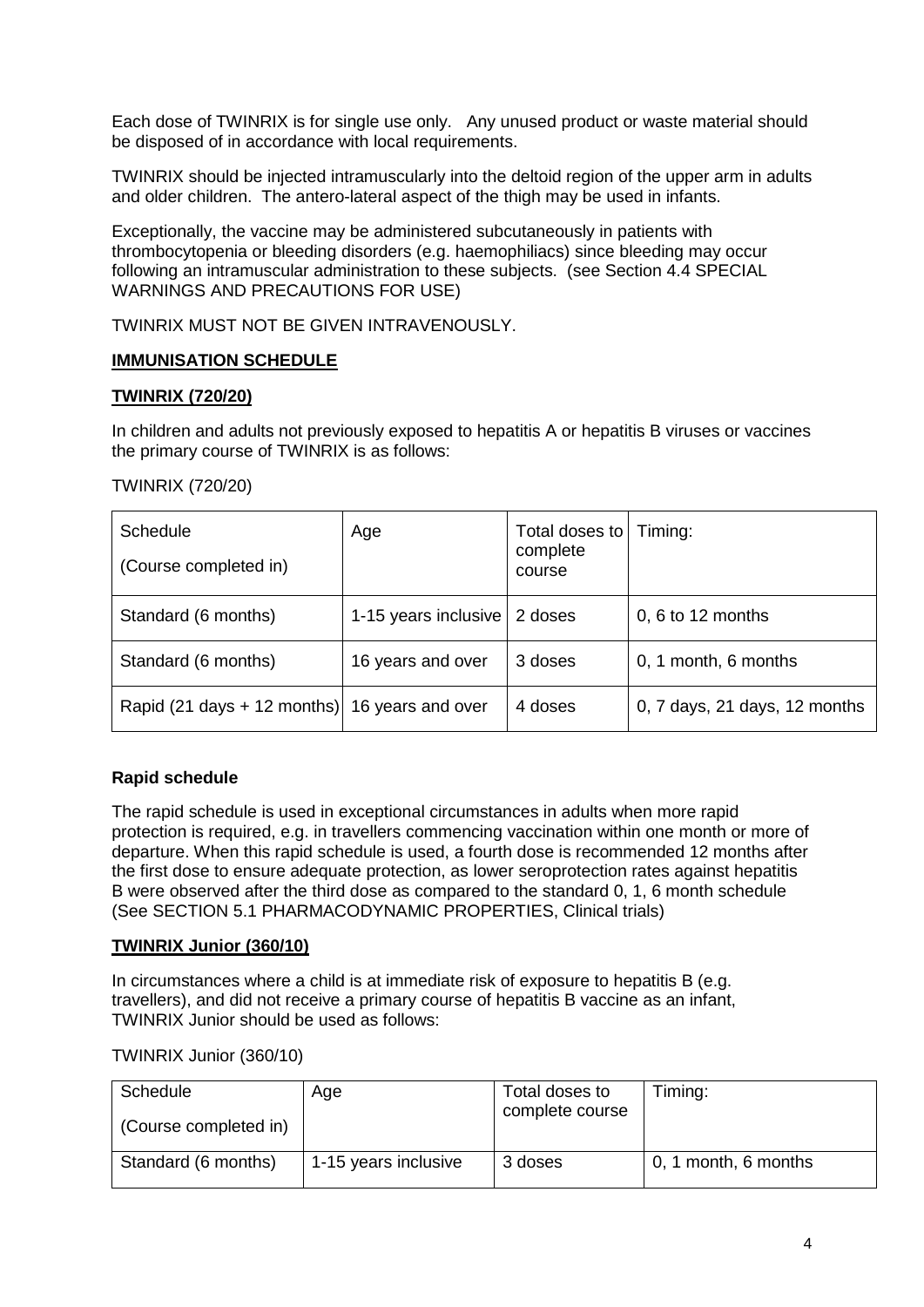Each dose of TWINRIX is for single use only. Any unused product or waste material should be disposed of in accordance with local requirements.

TWINRIX should be injected intramuscularly into the deltoid region of the upper arm in adults and older children. The antero-lateral aspect of the thigh may be used in infants.

Exceptionally, the vaccine may be administered subcutaneously in patients with thrombocytopenia or bleeding disorders (e.g. haemophiliacs) since bleeding may occur following an intramuscular administration to these subjects. (see Section 4.4 SPECIAL WARNINGS AND PRECAUTIONS FOR USE)

TWINRIX MUST NOT BE GIVEN INTRAVENOUSLY.

**IMMUNISATION SCHEDULE**

**TWINRIX (720/20)**

In children and adults not previously exposed to hepatitis A or hepatitis B viruses or vaccines the primary course of TWINRIX is as follows:

TWINRIX (720/20)

| Schedule (Course completed in) | Age | Total doses to complete course | Timing: |
|---|---|---|---|
| Standard (6 months) | 1-15 years inclusive | 2 doses | 0, 6 to 12 months |
| Standard (6 months) | 16 years and over | 3 doses | 0, 1 month, 6 months |
| Rapid (21 days + 12 months) | 16 years and over | 4 doses | 0, 7 days, 21 days, 12 months |

**Rapid schedule**

The rapid schedule is used in exceptional circumstances in adults when more rapid protection is required, e.g. in travellers commencing vaccination within one month or more of departure. When this rapid schedule is used, a fourth dose is recommended 12 months after the first dose to ensure adequate protection, as lower seroprotection rates against hepatitis B were observed after the third dose as compared to the standard 0, 1, 6 month schedule (See SECTION 5.1 PHARMACODYNAMIC PROPERTIES, Clinical trials)

**TWINRIX Junior (360/10)**

In circumstances where a child is at immediate risk of exposure to hepatitis B (e.g. travellers), and did not receive a primary course of hepatitis B vaccine as an infant, TWINRIX Junior should be used as follows:

TWINRIX Junior (360/10)

| Schedule (Course completed in) | Age | Total doses to complete course | Timing: |
|---|---|---|---|
| Standard (6 months) | 1-15 years inclusive | 3 doses | 0, 1 month, 6 months |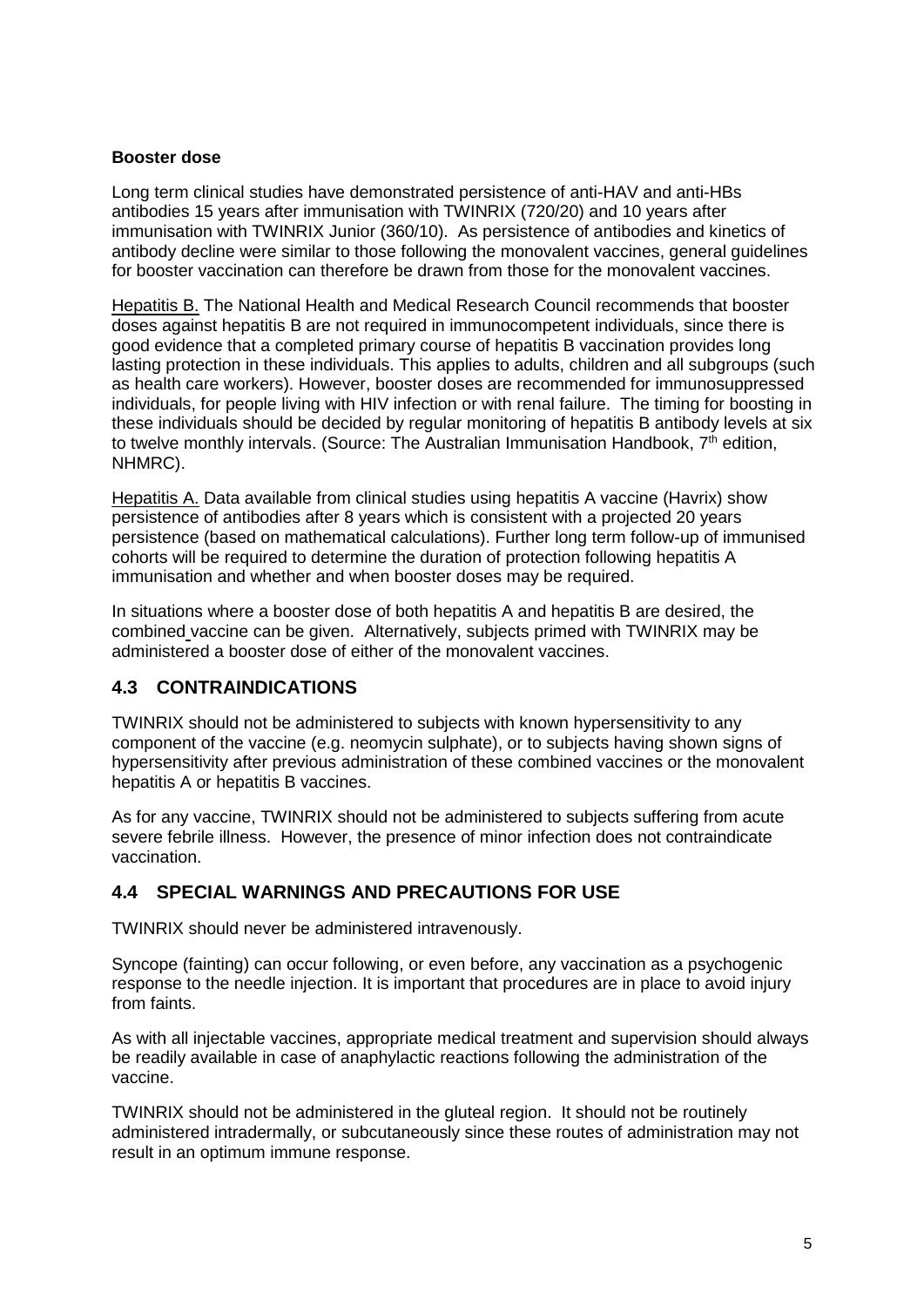**Booster dose**

Long term clinical studies have demonstrated persistence of anti-HAV and anti-HBs antibodies 15 years after immunisation with TWINRIX (720/20) and 10 years after immunisation with TWINRIX Junior (360/10). As persistence of antibodies and kinetics of antibody decline were similar to those following the monovalent vaccines, general guidelines for booster vaccination can therefore be drawn from those for the monovalent vaccines.

Hepatitis B. The National Health and Medical Research Council recommends that booster doses against hepatitis B are not required in immunocompetent individuals, since there is good evidence that a completed primary course of hepatitis B vaccination provides long lasting protection in these individuals. This applies to adults, children and all subgroups (such as health care workers). However, booster doses are recommended for immunosuppressed individuals, for people living with HIV infection or with renal failure. The timing for boosting in these individuals should be decided by regular monitoring of hepatitis B antibody levels at six to twelve monthly intervals. (Source: The Australian Immunisation Handbook, 7th edition, NHMRC).

Hepatitis A. Data available from clinical studies using hepatitis A vaccine (Havrix) show persistence of antibodies after 8 years which is consistent with a projected 20 years persistence (based on mathematical calculations). Further long term follow-up of immunised cohorts will be required to determine the duration of protection following hepatitis A immunisation and whether and when booster doses may be required.

In situations where a booster dose of both hepatitis A and hepatitis B are desired, the combined vaccine can be given. Alternatively, subjects primed with TWINRIX may be administered a booster dose of either of the monovalent vaccines.

## 4.3 CONTRAINDICATIONS

TWINRIX should not be administered to subjects with known hypersensitivity to any component of the vaccine (e.g. neomycin sulphate), or to subjects having shown signs of hypersensitivity after previous administration of these combined vaccines or the monovalent hepatitis A or hepatitis B vaccines.

As for any vaccine, TWINRIX should not be administered to subjects suffering from acute severe febrile illness. However, the presence of minor infection does not contraindicate vaccination.

## 4.4 SPECIAL WARNINGS AND PRECAUTIONS FOR USE

TWINRIX should never be administered intravenously.

Syncope (fainting) can occur following, or even before, any vaccination as a psychogenic response to the needle injection. It is important that procedures are in place to avoid injury from faints.

As with all injectable vaccines, appropriate medical treatment and supervision should always be readily available in case of anaphylactic reactions following the administration of the vaccine.

TWINRIX should not be administered in the gluteal region. It should not be routinely administered intradermally, or subcutaneously since these routes of administration may not result in an optimum immune response.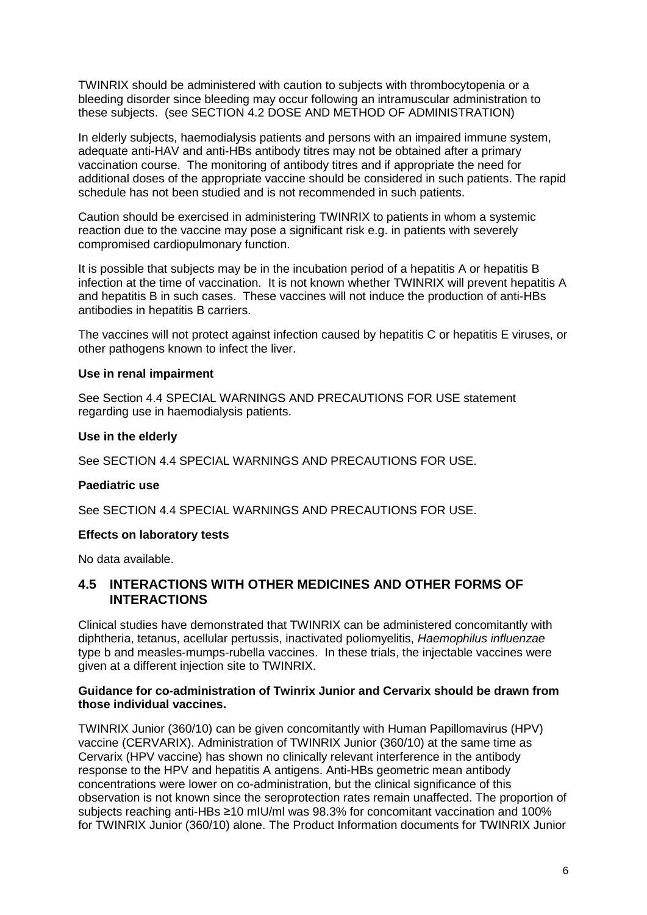TWINRIX should be administered with caution to subjects with thrombocytopenia or a bleeding disorder since bleeding may occur following an intramuscular administration to these subjects. (see SECTION 4.2 DOSE AND METHOD OF ADMINISTRATION)

In elderly subjects, haemodialysis patients and persons with an impaired immune system, adequate anti-HAV and anti-HBs antibody titres may not be obtained after a primary vaccination course. The monitoring of antibody titres and if appropriate the need for additional doses of the appropriate vaccine should be considered in such patients. The rapid schedule has not been studied and is not recommended in such patients.

Caution should be exercised in administering TWINRIX to patients in whom a systemic reaction due to the vaccine may pose a significant risk e.g. in patients with severely compromised cardiopulmonary function.

It is possible that subjects may be in the incubation period of a hepatitis A or hepatitis B infection at the time of vaccination. It is not known whether TWINRIX will prevent hepatitis A and hepatitis B in such cases. These vaccines will not induce the production of anti-HBs antibodies in hepatitis B carriers.

The vaccines will not protect against infection caused by hepatitis C or hepatitis E viruses, or other pathogens known to infect the liver.

**Use in renal impairment**

See Section 4.4 SPECIAL WARNINGS AND PRECAUTIONS FOR USE statement regarding use in haemodialysis patients.

**Use in the elderly**

See SECTION 4.4 SPECIAL WARNINGS AND PRECAUTIONS FOR USE.

**Paediatric use**

See SECTION 4.4 SPECIAL WARNINGS AND PRECAUTIONS FOR USE.

**Effects on laboratory tests**

No data available.

## 4.5 INTERACTIONS WITH OTHER MEDICINES AND OTHER FORMS OF INTERACTIONS

Clinical studies have demonstrated that TWINRIX can be administered concomitantly with diphtheria, tetanus, acellular pertussis, inactivated poliomyelitis, *Haemophilus influenzae* type b and measles-mumps-rubella vaccines. In these trials, the injectable vaccines were given at a different injection site to TWINRIX.

**Guidance for co-administration of Twinrix Junior and Cervarix should be drawn from those individual vaccines.**

TWINRIX Junior (360/10) can be given concomitantly with Human Papillomavirus (HPV) vaccine (CERVARIX). Administration of TWINRIX Junior (360/10) at the same time as Cervarix (HPV vaccine) has shown no clinically relevant interference in the antibody response to the HPV and hepatitis A antigens. Anti-HBs geometric mean antibody concentrations were lower on co-administration, but the clinical significance of this observation is not known since the seroprotection rates remain unaffected. The proportion of subjects reaching anti-HBs ≥10 mIU/ml was 98.3% for concomitant vaccination and 100% for TWINRIX Junior (360/10) alone. The Product Information documents for TWINRIX Junior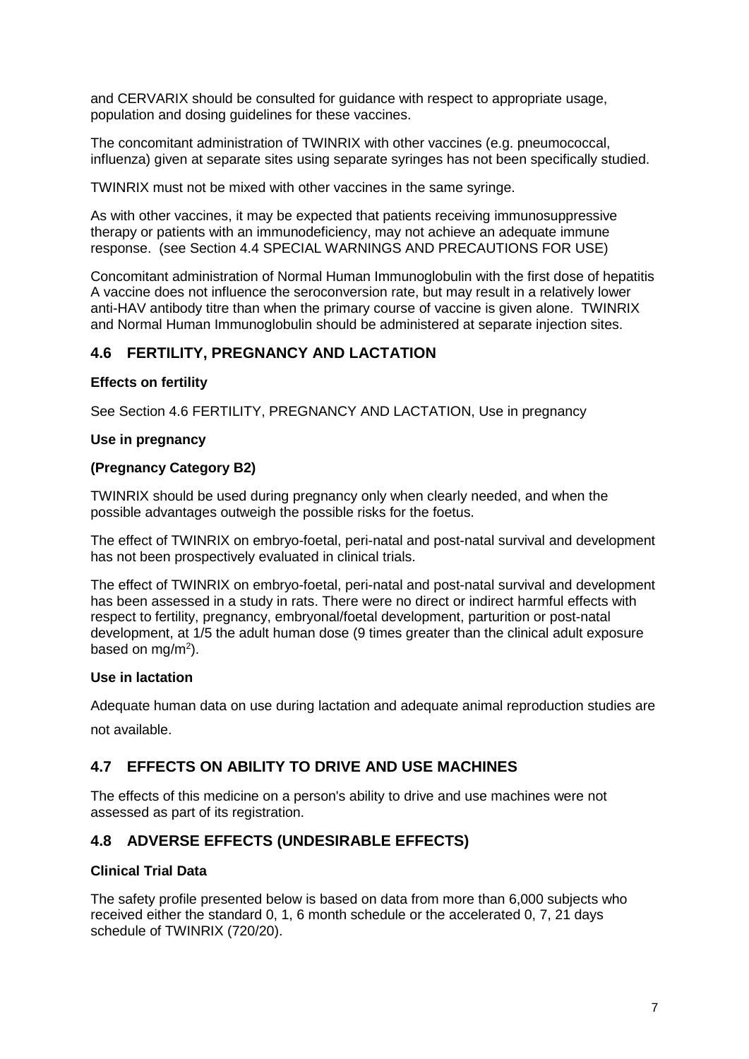and CERVARIX should be consulted for guidance with respect to appropriate usage, population and dosing guidelines for these vaccines.

The concomitant administration of TWINRIX with other vaccines (e.g. pneumococcal, influenza) given at separate sites using separate syringes has not been specifically studied.

TWINRIX must not be mixed with other vaccines in the same syringe.

As with other vaccines, it may be expected that patients receiving immunosuppressive therapy or patients with an immunodeficiency, may not achieve an adequate immune response. (see Section 4.4 SPECIAL WARNINGS AND PRECAUTIONS FOR USE)

Concomitant administration of Normal Human Immunoglobulin with the first dose of hepatitis A vaccine does not influence the seroconversion rate, but may result in a relatively lower anti-HAV antibody titre than when the primary course of vaccine is given alone. TWINRIX and Normal Human Immunoglobulin should be administered at separate injection sites.

## 4.6 FERTILITY, PREGNANCY AND LACTATION

**Effects on fertility**

See Section 4.6 FERTILITY, PREGNANCY AND LACTATION, Use in pregnancy

**Use in pregnancy**

**(Pregnancy Category B2)**

TWINRIX should be used during pregnancy only when clearly needed, and when the possible advantages outweigh the possible risks for the foetus.

The effect of TWINRIX on embryo-foetal, peri-natal and post-natal survival and development has not been prospectively evaluated in clinical trials.

The effect of TWINRIX on embryo-foetal, peri-natal and post-natal survival and development has been assessed in a study in rats. There were no direct or indirect harmful effects with respect to fertility, pregnancy, embryonal/foetal development, parturition or post-natal development, at 1/5 the adult human dose (9 times greater than the clinical adult exposure based on $mg/m^2$).

**Use in lactation**

Adequate human data on use during lactation and adequate animal reproduction studies are not available.

## 4.7 EFFECTS ON ABILITY TO DRIVE AND USE MACHINES

The effects of this medicine on a person's ability to drive and use machines were not assessed as part of its registration.

## 4.8 ADVERSE EFFECTS (UNDESIRABLE EFFECTS)

**Clinical Trial Data**

The safety profile presented below is based on data from more than 6,000 subjects who received either the standard 0, 1, 6 month schedule or the accelerated 0, 7, 21 days schedule of TWINRIX (720/20).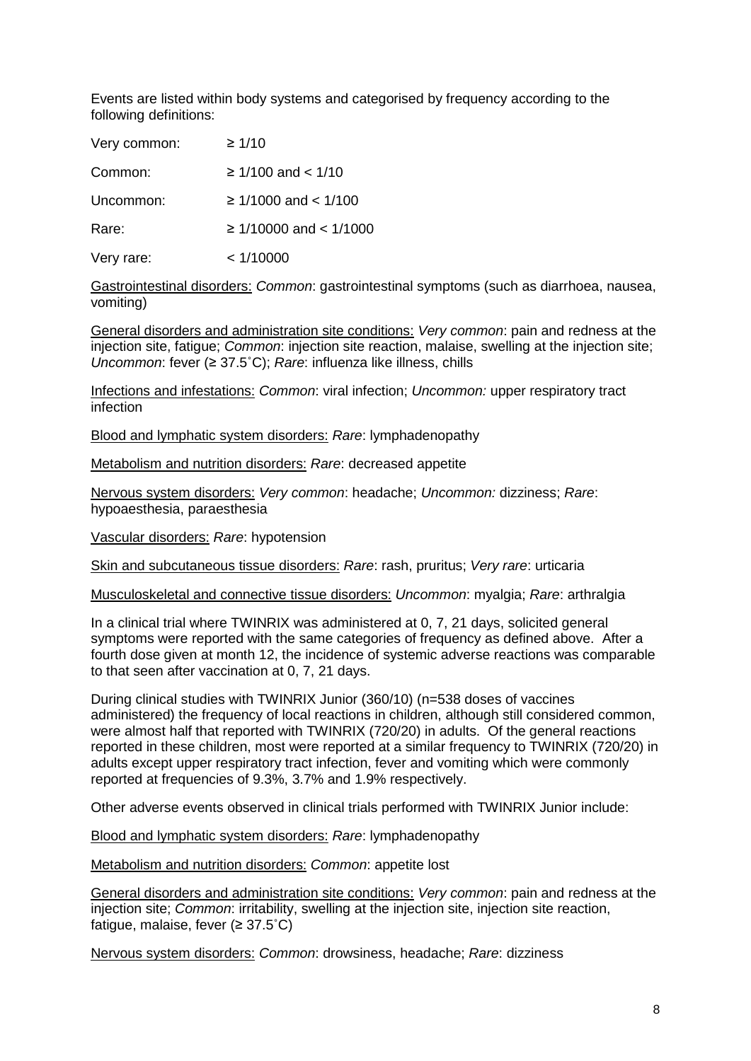Events are listed within body systems and categorised by frequency according to the following definitions:

| | |
|---|---|
| Very common: | ≥ 1/10 |
| Common: | ≥ 1/100 and < 1/10 |
| Uncommon: | ≥ 1/1000 and < 1/100 |
| Rare: | ≥ 1/10000 and < 1/1000 |
| Very rare: | < 1/10000 |

Gastrointestinal disorders: *Common*: gastrointestinal symptoms (such as diarrhoea, nausea, vomiting)

General disorders and administration site conditions: *Very common*: pain and redness at the injection site, fatigue; *Common*: injection site reaction, malaise, swelling at the injection site; *Uncommon*: fever (≥ 37.5˚C); *Rare*: influenza like illness, chills

Infections and infestations: *Common*: viral infection; *Uncommon:* upper respiratory tract infection

Blood and lymphatic system disorders: *Rare*: lymphadenopathy

Metabolism and nutrition disorders: *Rare*: decreased appetite

Nervous system disorders: *Very common*: headache; *Uncommon:* dizziness; *Rare*: hypoaesthesia, paraesthesia

Vascular disorders: *Rare*: hypotension

Skin and subcutaneous tissue disorders: *Rare*: rash, pruritus; *Very rare*: urticaria

Musculoskeletal and connective tissue disorders: *Uncommon*: myalgia; *Rare*: arthralgia

In a clinical trial where TWINRIX was administered at 0, 7, 21 days, solicited general symptoms were reported with the same categories of frequency as defined above. After a fourth dose given at month 12, the incidence of systemic adverse reactions was comparable to that seen after vaccination at 0, 7, 21 days.

During clinical studies with TWINRIX Junior (360/10) (n=538 doses of vaccines administered) the frequency of local reactions in children, although still considered common, were almost half that reported with TWINRIX (720/20) in adults. Of the general reactions reported in these children, most were reported at a similar frequency to TWINRIX (720/20) in adults except upper respiratory tract infection, fever and vomiting which were commonly reported at frequencies of 9.3%, 3.7% and 1.9% respectively.

Other adverse events observed in clinical trials performed with TWINRIX Junior include:

Blood and lymphatic system disorders: *Rare*: lymphadenopathy

Metabolism and nutrition disorders: *Common*: appetite lost

General disorders and administration site conditions: *Very common*: pain and redness at the injection site; *Common*: irritability, swelling at the injection site, injection site reaction, fatigue, malaise, fever (≥ 37.5˚C)

Nervous system disorders: *Common*: drowsiness, headache; *Rare*: dizziness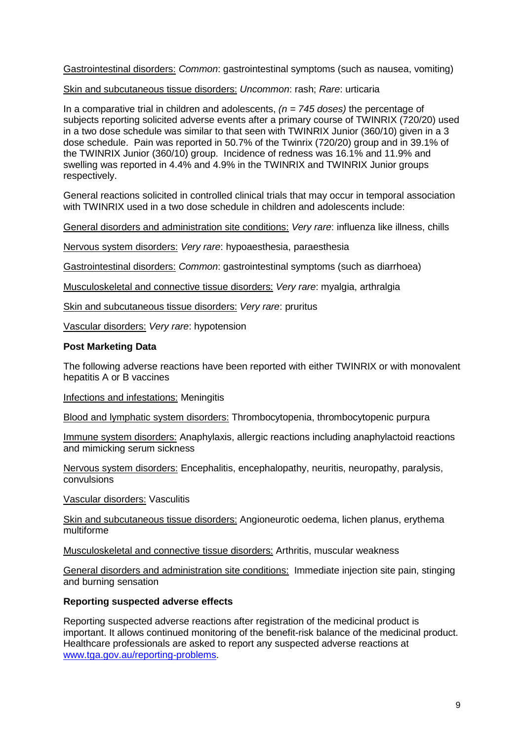Gastrointestinal disorders: *Common*: gastrointestinal symptoms (such as nausea, vomiting)

Skin and subcutaneous tissue disorders: *Uncommon*: rash; *Rare*: urticaria

In a comparative trial in children and adolescents, *(n = 745 doses)* the percentage of subjects reporting solicited adverse events after a primary course of TWINRIX (720/20) used in a two dose schedule was similar to that seen with TWINRIX Junior (360/10) given in a 3 dose schedule. Pain was reported in 50.7% of the Twinrix (720/20) group and in 39.1% of the TWINRIX Junior (360/10) group. Incidence of redness was 16.1% and 11.9% and swelling was reported in 4.4% and 4.9% in the TWINRIX and TWINRIX Junior groups respectively.

General reactions solicited in controlled clinical trials that may occur in temporal association with TWINRIX used in a two dose schedule in children and adolescents include:

General disorders and administration site conditions: *Very rare*: influenza like illness, chills

Nervous system disorders: *Very rare*: hypoaesthesia, paraesthesia

Gastrointestinal disorders: *Common*: gastrointestinal symptoms (such as diarrhoea)

Musculoskeletal and connective tissue disorders: *Very rare*: myalgia, arthralgia

Skin and subcutaneous tissue disorders: *Very rare*: pruritus

Vascular disorders: *Very rare*: hypotension

**Post Marketing Data**

The following adverse reactions have been reported with either TWINRIX or with monovalent hepatitis A or B vaccines

Infections and infestations: Meningitis

Blood and lymphatic system disorders: Thrombocytopenia, thrombocytopenic purpura

Immune system disorders: Anaphylaxis, allergic reactions including anaphylactoid reactions and mimicking serum sickness

Nervous system disorders: Encephalitis, encephalopathy, neuritis, neuropathy, paralysis, convulsions

Vascular disorders: Vasculitis

Skin and subcutaneous tissue disorders: Angioneurotic oedema, lichen planus, erythema multiforme

Musculoskeletal and connective tissue disorders: Arthritis, muscular weakness

General disorders and administration site conditions: Immediate injection site pain, stinging and burning sensation

**Reporting suspected adverse effects**

Reporting suspected adverse reactions after registration of the medicinal product is important. It allows continued monitoring of the benefit-risk balance of the medicinal product. Healthcare professionals are asked to report any suspected adverse reactions at www.tga.gov.au/reporting-problems.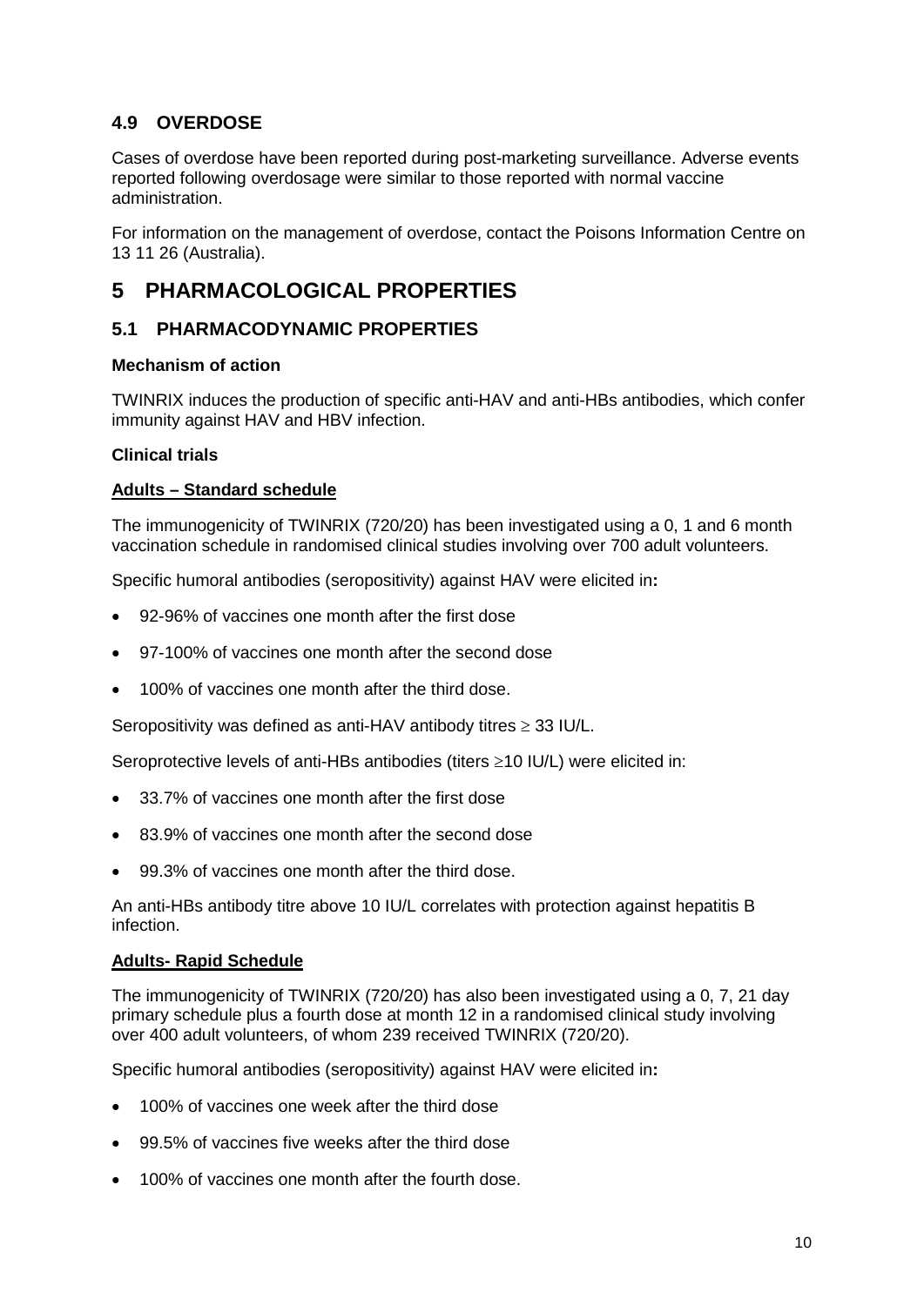## 4.9 OVERDOSE

Cases of overdose have been reported during post-marketing surveillance. Adverse events reported following overdosage were similar to those reported with normal vaccine administration.

For information on the management of overdose, contact the Poisons Information Centre on 13 11 26 (Australia).

# 5 PHARMACOLOGICAL PROPERTIES

## 5.1 PHARMACODYNAMIC PROPERTIES

**Mechanism of action**

TWINRIX induces the production of specific anti-HAV and anti-HBs antibodies, which confer immunity against HAV and HBV infection.

**Clinical trials**

**Adults – Standard schedule**

The immunogenicity of TWINRIX (720/20) has been investigated using a 0, 1 and 6 month vaccination schedule in randomised clinical studies involving over 700 adult volunteers.

Specific humoral antibodies (seropositivity) against HAV were elicited in**:**

- 92-96% of vaccines one month after the first dose
- 97-100% of vaccines one month after the second dose
- 100% of vaccines one month after the third dose.

Seropositivity was defined as anti-HAV antibody titres $\geq$ 33 IU/L.

Seroprotective levels of anti-HBs antibodies (titers $\geq$10 IU/L) were elicited in:

- 33.7% of vaccines one month after the first dose
- 83.9% of vaccines one month after the second dose
- 99.3% of vaccines one month after the third dose.

An anti-HBs antibody titre above 10 IU/L correlates with protection against hepatitis B infection.

**Adults- Rapid Schedule**

The immunogenicity of TWINRIX (720/20) has also been investigated using a 0, 7, 21 day primary schedule plus a fourth dose at month 12 in a randomised clinical study involving over 400 adult volunteers, of whom 239 received TWINRIX (720/20).

Specific humoral antibodies (seropositivity) against HAV were elicited in**:**

- 100% of vaccines one week after the third dose
- 99.5% of vaccines five weeks after the third dose
- 100% of vaccines one month after the fourth dose.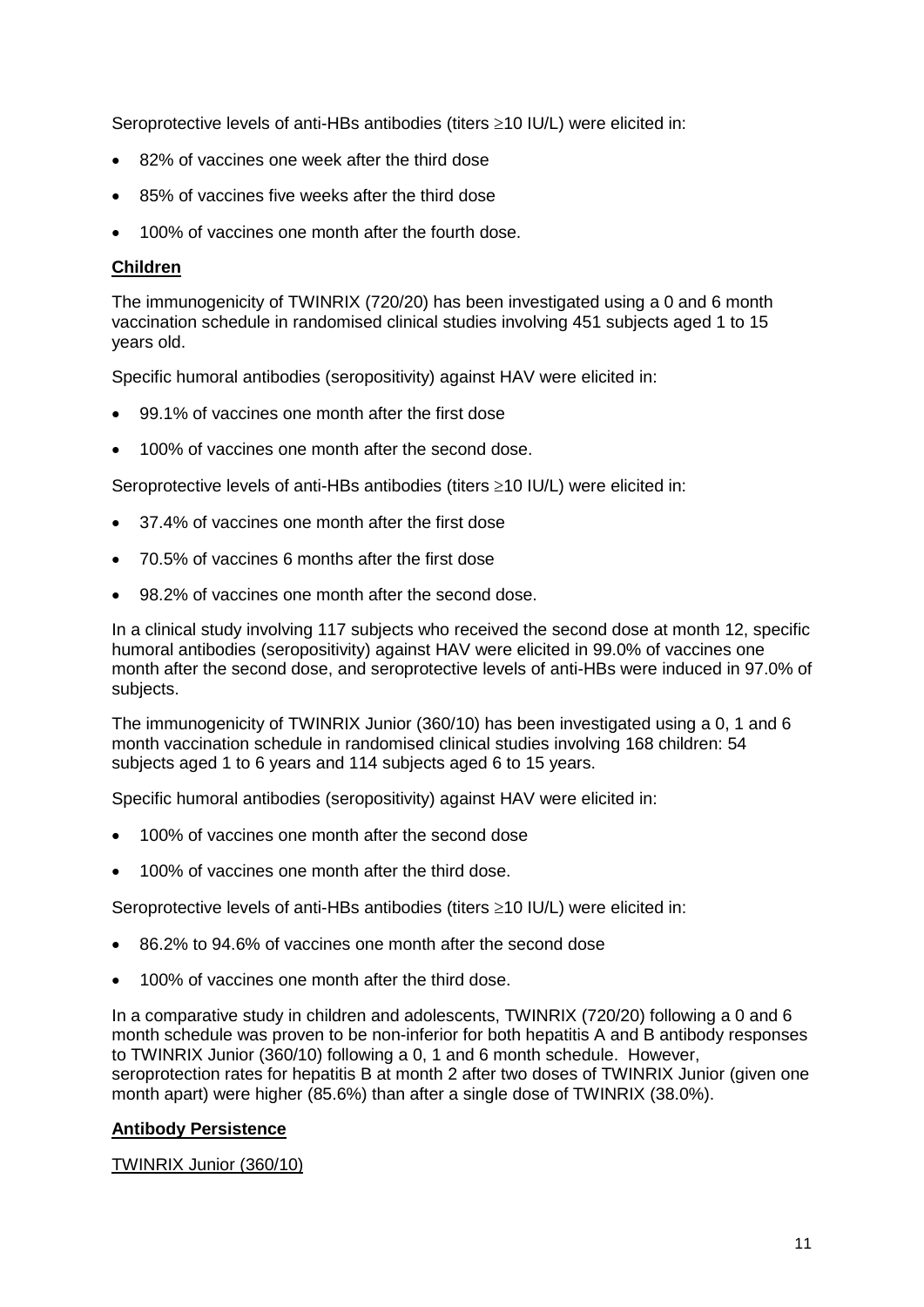Seroprotective levels of anti-HBs antibodies (titers $\geq$10 IU/L) were elicited in:

- 82% of vaccines one week after the third dose
- 85% of vaccines five weeks after the third dose
- 100% of vaccines one month after the fourth dose.

**Children**

The immunogenicity of TWINRIX (720/20) has been investigated using a 0 and 6 month vaccination schedule in randomised clinical studies involving 451 subjects aged 1 to 15 years old.

Specific humoral antibodies (seropositivity) against HAV were elicited in:

- 99.1% of vaccines one month after the first dose
- 100% of vaccines one month after the second dose.

Seroprotective levels of anti-HBs antibodies (titers $\geq$10 IU/L) were elicited in:

- 37.4% of vaccines one month after the first dose
- 70.5% of vaccines 6 months after the first dose
- 98.2% of vaccines one month after the second dose.

In a clinical study involving 117 subjects who received the second dose at month 12, specific humoral antibodies (seropositivity) against HAV were elicited in 99.0% of vaccines one month after the second dose, and seroprotective levels of anti-HBs were induced in 97.0% of subjects.

The immunogenicity of TWINRIX Junior (360/10) has been investigated using a 0, 1 and 6 month vaccination schedule in randomised clinical studies involving 168 children: 54 subjects aged 1 to 6 years and 114 subjects aged 6 to 15 years.

Specific humoral antibodies (seropositivity) against HAV were elicited in:

- 100% of vaccines one month after the second dose
- 100% of vaccines one month after the third dose.

Seroprotective levels of anti-HBs antibodies (titers $\geq$10 IU/L) were elicited in:

- 86.2% to 94.6% of vaccines one month after the second dose
- 100% of vaccines one month after the third dose.

In a comparative study in children and adolescents, TWINRIX (720/20) following a 0 and 6 month schedule was proven to be non-inferior for both hepatitis A and B antibody responses to TWINRIX Junior (360/10) following a 0, 1 and 6 month schedule. However, seroprotection rates for hepatitis B at month 2 after two doses of TWINRIX Junior (given one month apart) were higher (85.6%) than after a single dose of TWINRIX (38.0%).

**Antibody Persistence**

TWINRIX Junior (360/10)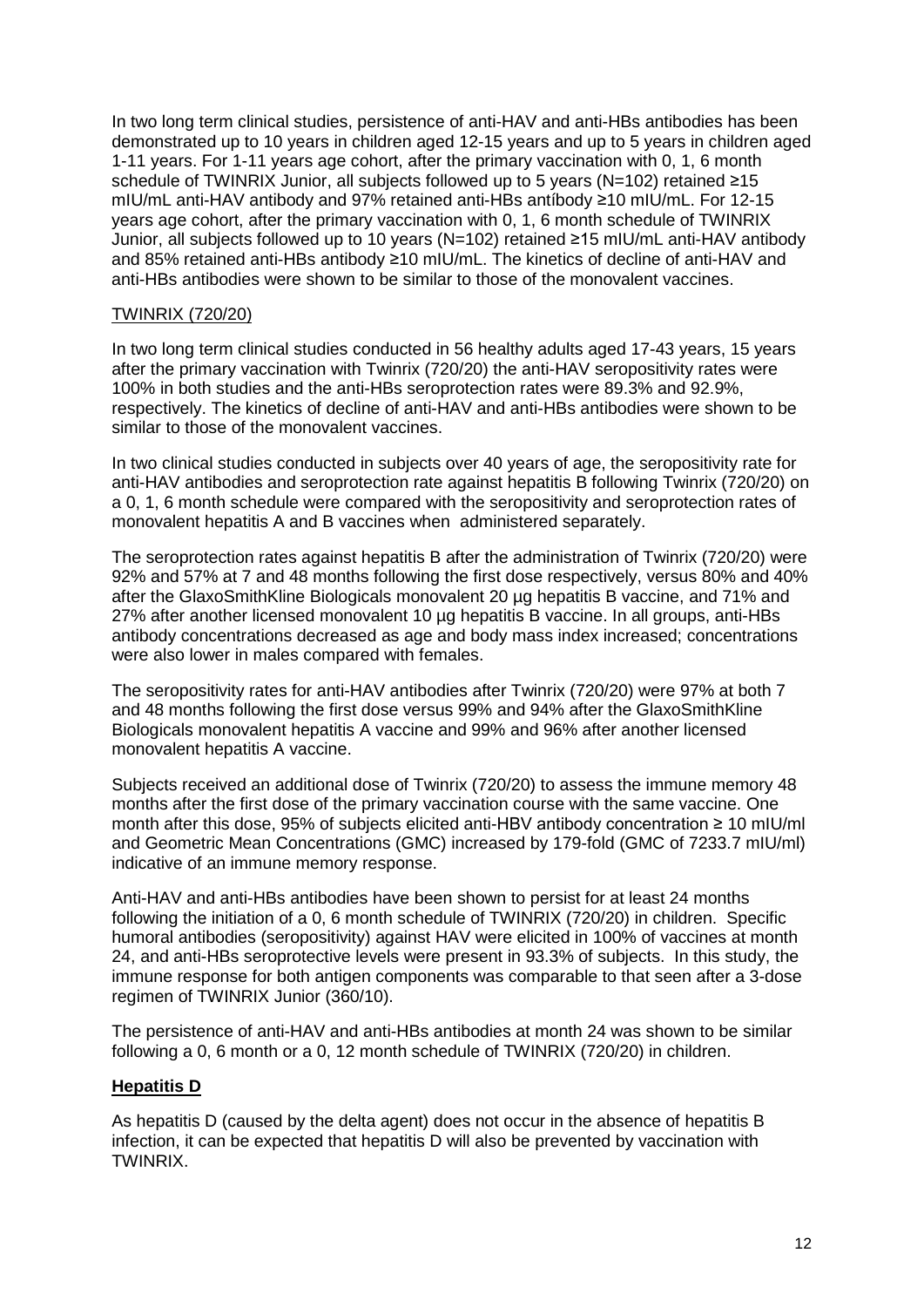In two long term clinical studies, persistence of anti-HAV and anti-HBs antibodies has been demonstrated up to 10 years in children aged 12-15 years and up to 5 years in children aged 1-11 years. For 1-11 years age cohort, after the primary vaccination with 0, 1, 6 month schedule of TWINRIX Junior, all subjects followed up to 5 years (N=102) retained ≥15 mIU/mL anti-HAV antibody and 97% retained anti-HBs antíbody ≥10 mIU/mL. For 12-15 years age cohort, after the primary vaccination with 0, 1, 6 month schedule of TWINRIX Junior, all subjects followed up to 10 years (N=102) retained ≥15 mIU/mL anti-HAV antibody and 85% retained anti-HBs antibody ≥10 mIU/mL. The kinetics of decline of anti-HAV and anti-HBs antibodies were shown to be similar to those of the monovalent vaccines.

TWINRIX (720/20)

In two long term clinical studies conducted in 56 healthy adults aged 17-43 years, 15 years after the primary vaccination with Twinrix (720/20) the anti-HAV seropositivity rates were 100% in both studies and the anti-HBs seroprotection rates were 89.3% and 92.9%, respectively. The kinetics of decline of anti-HAV and anti-HBs antibodies were shown to be similar to those of the monovalent vaccines.

In two clinical studies conducted in subjects over 40 years of age, the seropositivity rate for anti-HAV antibodies and seroprotection rate against hepatitis B following Twinrix (720/20) on a 0, 1, 6 month schedule were compared with the seropositivity and seroprotection rates of monovalent hepatitis A and B vaccines when administered separately.

The seroprotection rates against hepatitis B after the administration of Twinrix (720/20) were 92% and 57% at 7 and 48 months following the first dose respectively, versus 80% and 40% after the GlaxoSmithKline Biologicals monovalent 20 µg hepatitis B vaccine, and 71% and 27% after another licensed monovalent 10 µg hepatitis B vaccine. In all groups, anti-HBs antibody concentrations decreased as age and body mass index increased; concentrations were also lower in males compared with females.

The seropositivity rates for anti-HAV antibodies after Twinrix (720/20) were 97% at both 7 and 48 months following the first dose versus 99% and 94% after the GlaxoSmithKline Biologicals monovalent hepatitis A vaccine and 99% and 96% after another licensed monovalent hepatitis A vaccine.

Subjects received an additional dose of Twinrix (720/20) to assess the immune memory 48 months after the first dose of the primary vaccination course with the same vaccine. One month after this dose, 95% of subjects elicited anti-HBV antibody concentration ≥ 10 mIU/ml and Geometric Mean Concentrations (GMC) increased by 179-fold (GMC of 7233.7 mIU/ml) indicative of an immune memory response.

Anti-HAV and anti-HBs antibodies have been shown to persist for at least 24 months following the initiation of a 0, 6 month schedule of TWINRIX (720/20) in children. Specific humoral antibodies (seropositivity) against HAV were elicited in 100% of vaccines at month 24, and anti-HBs seroprotective levels were present in 93.3% of subjects. In this study, the immune response for both antigen components was comparable to that seen after a 3-dose regimen of TWINRIX Junior (360/10).

The persistence of anti-HAV and anti-HBs antibodies at month 24 was shown to be similar following a 0, 6 month or a 0, 12 month schedule of TWINRIX (720/20) in children.

**Hepatitis D**

As hepatitis D (caused by the delta agent) does not occur in the absence of hepatitis B infection, it can be expected that hepatitis D will also be prevented by vaccination with TWINRIX.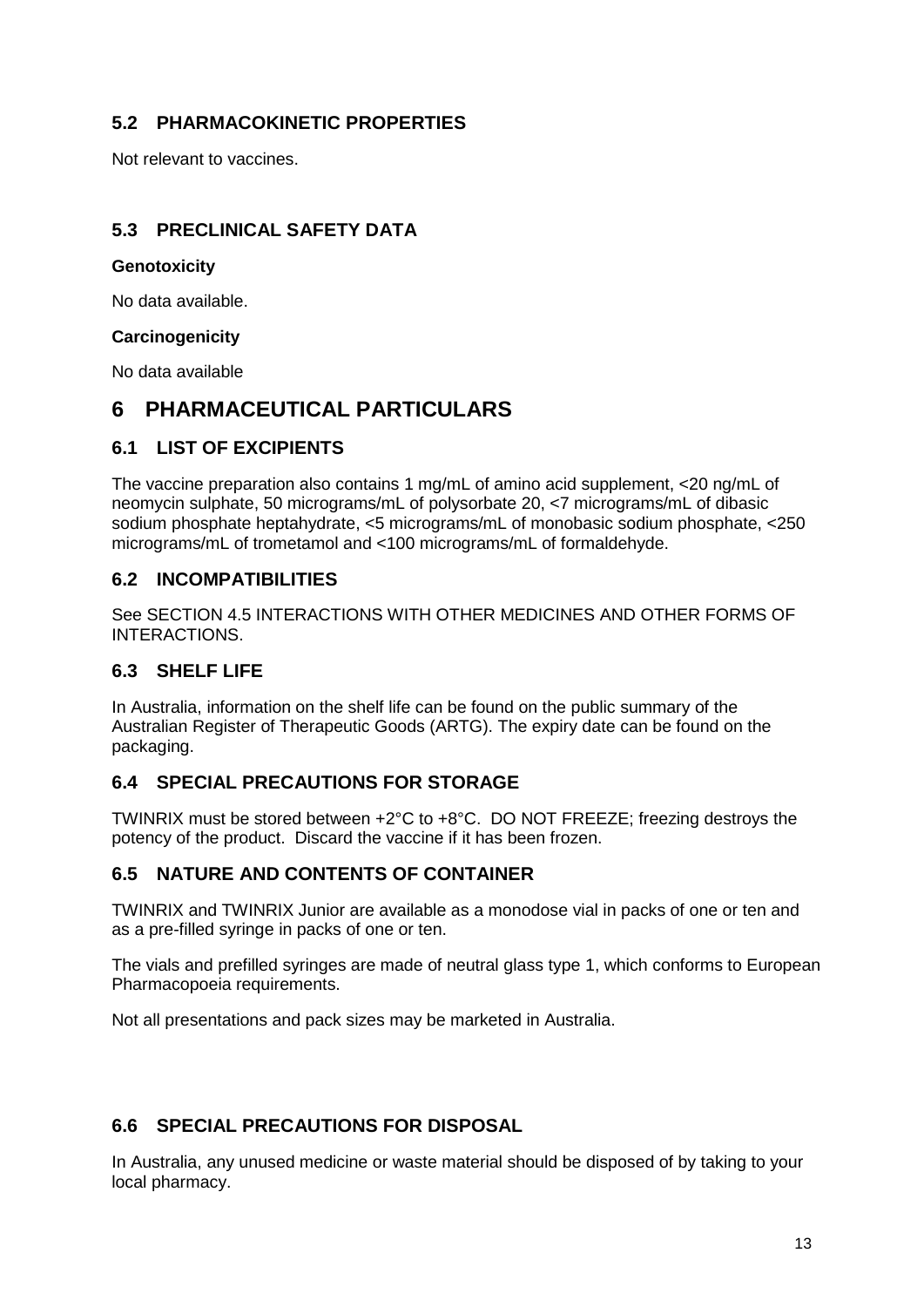### 5.2 PHARMACOKINETIC PROPERTIES

Not relevant to vaccines.

### 5.3 PRECLINICAL SAFETY DATA

**Genotoxicity**

No data available.

**Carcinogenicity**

No data available

## 6 PHARMACEUTICAL PARTICULARS

### 6.1 LIST OF EXCIPIENTS

The vaccine preparation also contains 1 mg/mL of amino acid supplement, <20 ng/mL of neomycin sulphate, 50 micrograms/mL of polysorbate 20, <7 micrograms/mL of dibasic sodium phosphate heptahydrate, <5 micrograms/mL of monobasic sodium phosphate, <250 micrograms/mL of trometamol and <100 micrograms/mL of formaldehyde.

### 6.2 INCOMPATIBILITIES

See SECTION 4.5 INTERACTIONS WITH OTHER MEDICINES AND OTHER FORMS OF INTERACTIONS.

### 6.3 SHELF LIFE

In Australia, information on the shelf life can be found on the public summary of the Australian Register of Therapeutic Goods (ARTG). The expiry date can be found on the packaging.

### 6.4 SPECIAL PRECAUTIONS FOR STORAGE

TWINRIX must be stored between +2°C to +8°C. DO NOT FREEZE; freezing destroys the potency of the product. Discard the vaccine if it has been frozen.

### 6.5 NATURE AND CONTENTS OF CONTAINER

TWINRIX and TWINRIX Junior are available as a monodose vial in packs of one or ten and as a pre-filled syringe in packs of one or ten.

The vials and prefilled syringes are made of neutral glass type 1, which conforms to European Pharmacopoeia requirements.

Not all presentations and pack sizes may be marketed in Australia.

### 6.6 SPECIAL PRECAUTIONS FOR DISPOSAL

In Australia, any unused medicine or waste material should be disposed of by taking to your local pharmacy.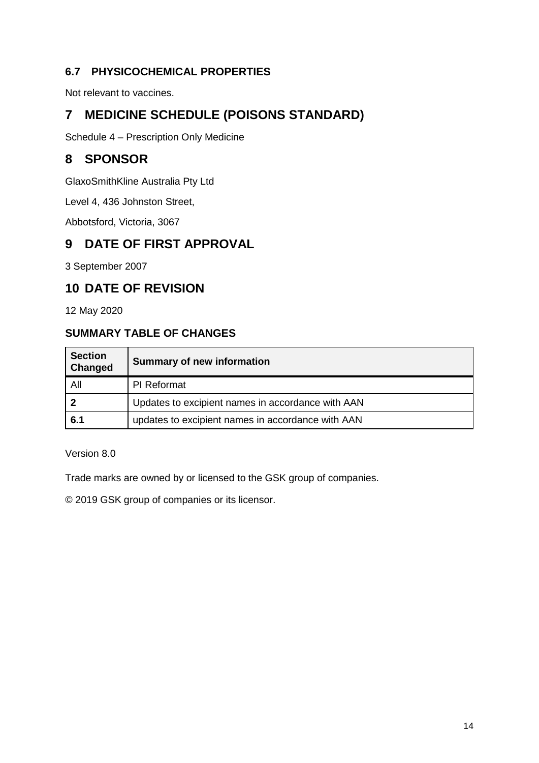### 6.7 PHYSICOCHEMICAL PROPERTIES

Not relevant to vaccines.

## 7 MEDICINE SCHEDULE (POISONS STANDARD)

Schedule 4 – Prescription Only Medicine

## 8 SPONSOR

GlaxoSmithKline Australia Pty Ltd

Level 4, 436 Johnston Street,

Abbotsford, Victoria, 3067

## 9 DATE OF FIRST APPROVAL

3 September 2007

## 10 DATE OF REVISION

12 May 2020

### SUMMARY TABLE OF CHANGES

| Section Changed | Summary of new information |
|---|---|
| All | PI Reformat |
| **2** | Updates to excipient names in accordance with AAN |
| **6.1** | updates to excipient names in accordance with AAN |

Version 8.0

Trade marks are owned by or licensed to the GSK group of companies.

© 2019 GSK group of companies or its licensor.